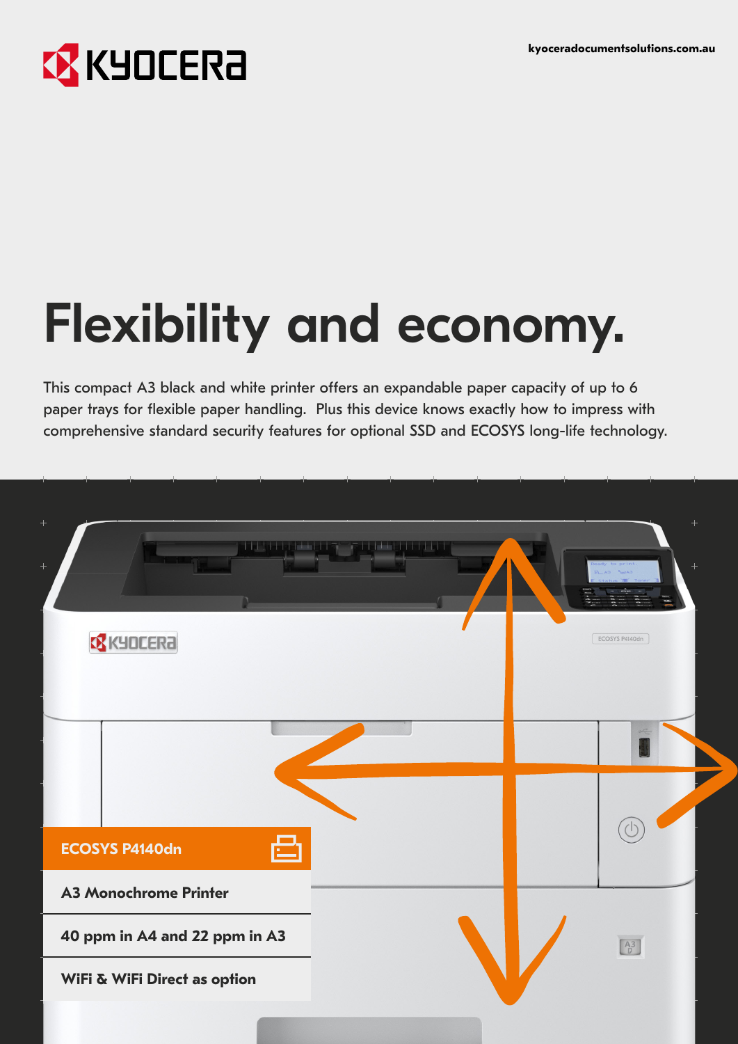KYOCERA

kyoceradocumentsolutions.com.au

# Flexibility and economy.

This compact A3 black and white printer offers an expandable paper capacity of up to 6 paper trays for flexible paper handling.  Plus this device knows exactly how to impress with comprehensive standard security features for optional SSD and ECOSYS long-life technology.

## ECOSYS P4140dn

**A3 Monochrome Printer**

**40 ppm in A4 and 22 ppm in A3**

**WiFi & WiFi Direct as option**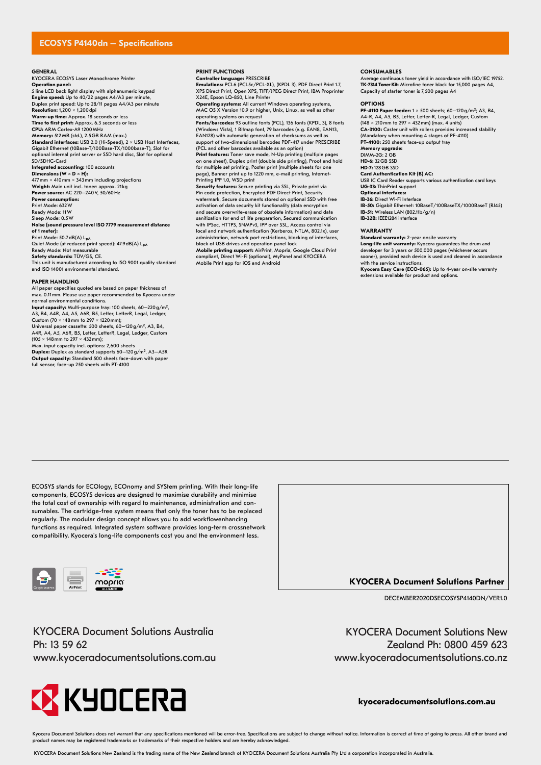## ECOSYS P4140dn – Specifications

### GENERAL

KYOCERA ECOSYS Laser Monochrome Printer

**Operation panel:**
5 line LCD back light display with alphanumeric keypad

**Engine speed:** Up to 40/22 pages A4/A3 per minute, Duplex print speed: Up to 28/11 pages A4/A3 per minute

**Resolution:** 1,200 × 1,200 dpi

**Warm-up time:** Approx. 18 seconds or less

**Time to first print:** Approx. 6.3 seconds or less

**CPU:** ARM Cortex-A9 1200 MHz

**Memory:** 512 MB (std.), 2.5 GB RAM (max.)

**Standard interfaces:** USB 2.0 (Hi-Speed), 2 × USB Host Interfaces, Gigabit Ethernet (10Base-T/100Base-TX/1000base-T), Slot for optional internal print server or SSD hard disc, Slot for optional SD/SDHC-Card

**Integrated accounting:** 100 accounts

**Dimensions (W × D × H):**
477 mm × 410 mm × 343 mm including projections

**Weight:** Main unit incl. toner: approx. 21 kg

**Power source:** AC 220–240 V, 50/60 Hz

**Power consumption:**
Print Mode: 632 W
Ready Mode: 11 W
Sleep Mode: 0.5 W

**Noise (sound pressure level ISO 7779 measurement distance of 1 meter):**
Print Mode: 50.7 dB(A) $L_{pA}$
Quiet Mode (at reduced print speed): 47.9 dB(A) $L_{pA}$
Ready Mode: Not measurable

**Safety standards:** TÜV/GS, CE.
This unit is manufactured according to ISO 9001 quality standard and ISO 14001 environmental standard.

### PAPER HANDLING

All paper capacities quoted are based on paper thickness of max. 0.11 mm. Please use paper recommended by Kyocera under normal environmental conditions.

**Input capacity:** Multi-purpose tray: 100 sheets, 60–220 g/m², A3, B4, A4R, A4, A5, A6R, B5, Letter, LetterR, Legal, Ledger, Custom (70 × 148 mm to 297 × 1220 mm);
Universal paper cassette: 500 sheets, 60–120 g/m², A3, B4, A4R, A4, A5, A6R, B5, Letter, LetterR, Legal, Ledger, Custom (105 × 148 mm to 297 × 432 mm);
Max. input capacity incl. options: 2,600 sheets

**Duplex:** Duplex as standard supports 60–120 g/m², A3–A5R

**Output capacity:** Standard 500 sheets face-down with paper full sensor, face-up 250 sheets with PT-4100

### PRINT FUNCTIONS

**Controller language:** PRESCRIBE

**Emulations:** PCL6 (PCL5c/PCL-XL), (KPDL 3), PDF Direct Print 1.7, XPS Direct Print, Open XPS, TIFF/JPEG Direct Print, IBM Proprinter X24E, Epson LQ-850, Line Printer

**Operating systems:** All current Windows operating systems, MAC OS X Version 10.9 or higher, Unix, Linux, as well as other operating systems on request

**Fonts/barcodes:** 93 outline fonts (PCL), 136 fonts (KPDL 3), 8 fonts (Windows Vista), 1 Bitmap font, 79 barcodes (e.g. EAN8, EAN13, EAN128) with automatic generation of checksums as well as support of two-dimensional barcodes PDF-417 under PRESCRIBE (PCL and other barcodes available as an option)

**Print features:** Toner save mode, N-Up printing (multiple pages on one sheet), Duplex print (double side printing), Proof and hold for multiple set printing, Poster print (multiple sheets for one page), Banner print up to 1220 mm, e-mail printing, Internet-Printing IPP 1.0, WSD print

**Security features:** Secure printing via SSL, Private print via Pin code protection, Encrypted PDF Direct Print, Security watermark, Secure documents stored on optional SSD with free activation of data security kit functionality (data encryption and secure overwrite-erase of obsolete information) and data sanitization for end of life preparation, Secured communication with IPSec, HTTPS, SNMPv3, IPP over SSL, Access control via local and network authentication (Kerberos, NTLM, 802.1x), user administration, network port restrictions, blocking of interfaces, block of USB drives and operation panel lock

**Mobile printing support:** AirPrint, Mopria, Google Cloud Print compliant, Direct Wi-Fi (optional), MyPanel and KYOCERA Mobile Print app for iOS and Android

### CONSUMABLES

Average continuous toner yield in accordance with ISO/IEC 19752.

**TK-7314 Toner Kit:** Microfine toner black for 15,000 pages A4, Capacity of starter toner is 7,500 pages A4

### OPTIONS

**PF-4110 Paper feeder:** 1 × 500 sheets; 60–120 g/m²; A3, B4, A4-R, A4, A5, B5, Letter, Letter-R, Legal, Ledger, Custom (148 × 210 mm to 297 × 432 mm) (max. 4 units)

**CA-3100:** Caster unit with rollers provides increased stability (Mandatory when mounting 4 stages of PF-4110)

**PT-4100:** 250 sheets face-up output tray

**Memory upgrade:**
DIMM-2G: 2 GB
**HD-6:** 32 GB SSD
**HD-7:** 128 GB SSD

**Card Authentication Kit (B) AC:**
USB IC Card Reader supports various authentication card keys

**UG-33:** ThinPrint support

**Optional interfaces:**
**IB-36:** Direct Wi-Fi Interface
**IB-50:** Gigabit Ethernet: 10BaseT/100BaseTX/1000BaseT (RJ45)
**IB-51:** Wireless LAN (802.11b/g/n)
**IB-32B:** IEEE1284 interface

### WARRANTY

**Standard warranty:** 2-year onsite warranty

**Long-life unit warranty:** Kyocera guarantees the drum and developer for 3 years or 500,000 pages (whichever occurs sooner), provided each device is used and cleaned in accordance with the service instructions.

**Kyocera Easy Care (ECO-065):** Up to 4-year on-site warranty extensions available for product and options.

---

ECOSYS stands for ECOlogy, ECOnomy and SYStem printing. With their long-life components, ECOSYS devices are designed to maximise durability and minimise the total cost of ownership with regard to maintenance, administration and consumables. The cartridge-free system means that only the toner has to be replaced regularly. The modular design concept allows you to add workflowenhancing functions as required. Integrated system software provides long-term crossnetwork compatibility. Kyocera's long-life components cost you and the environment less.

**KYOCERA Document Solutions Partner**

DECEMBER2020DSECOSYSP4140DN/VER1.0

KYOCERA Document Solutions Australia
Ph: 13 59 62
www.kyoceradocumentsolutions.com.au

KYOCERA Document Solutions New Zealand Ph: 0800 459 623
www.kyoceradocumentsolutions.co.nz

**kyoceradocumentsolutions.com.au**

Kyocera Document Solutions does not warrant that any specifications mentioned will be error-free. Specifications are subject to change without notice. Information is correct at time of going to press. All other brand and product names may be registered trademarks or trademarks of their respective holders and are hereby acknowledged.

KYOCERA Document Solutions New Zealand is the trading name of the New Zealand branch of KYOCERA Document Solutions Australia Pty Ltd a corporation incorporated in Australia.